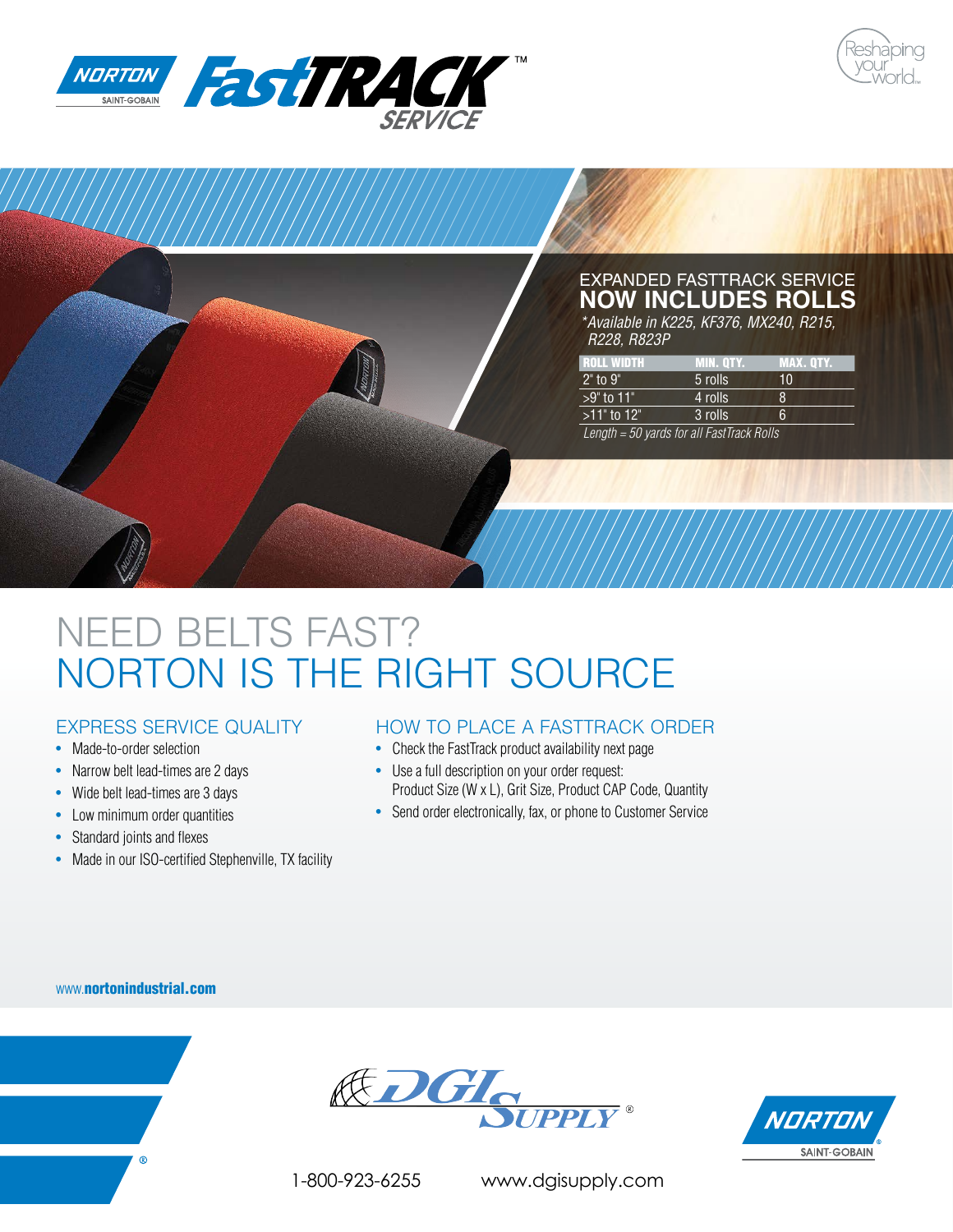# NORTON FastTRACK™ SERVICE

Reshaping your world™

## EXPANDED FASTTRACK SERVICE NOW INCLUDES ROLLS

*\*Available in K225, KF376, MX240, R215, R228, R823P*

| ROLL WIDTH | MIN. QTY. | MAX. QTY. |
|---|---|---|
| 2" to 9" | 5 rolls | 10 |
| >9" to 11" | 4 rolls | 8 |
| >11" to 12" | 3 rolls | 6 |

*Length = 50 yards for all FastTrack Rolls*

# NEED BELTS FAST? NORTON IS THE RIGHT SOURCE

## EXPRESS SERVICE QUALITY

- Made-to-order selection
- Narrow belt lead-times are 2 days
- Wide belt lead-times are 3 days
- Low minimum order quantities
- Standard joints and flexes
- Made in our ISO-certified Stephenville, TX facility

## HOW TO PLACE A FASTTRACK ORDER

- Check the FastTrack product availability next page
- Use a full description on your order request: Product Size (W x L), Grit Size, Product CAP Code, Quantity
- Send order electronically, fax, or phone to Customer Service

www.**nortonindustrial.com**

DGI SUPPLY®

NORTON SAINT-GOBAIN

1-800-923-6255 www.dgisupply.com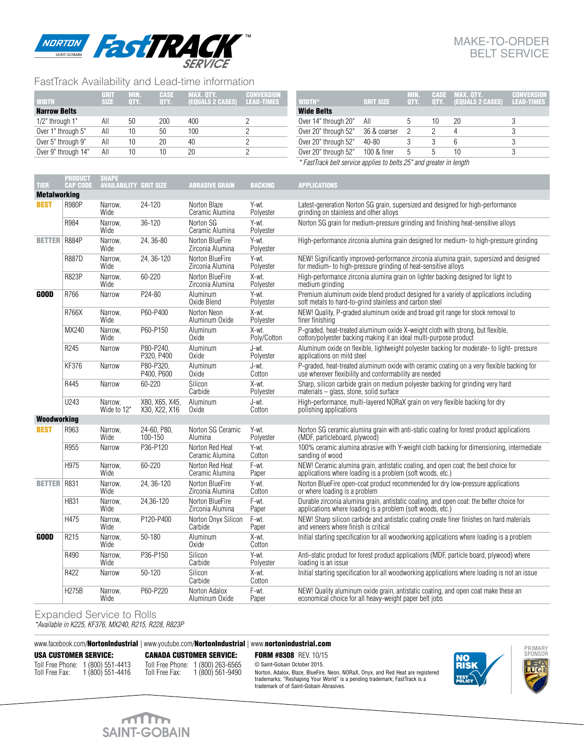# Norton FastTRACK Service

## MAKE-TO-ORDER BELT SERVICE

### FastTrack Availability and Lead-time information

| WIDTH | GRIT SIZE | MIN. QTY. | CASE QTY. | MAX. QTY. (EQUALS 2 CASES) | CONVERSION LEAD-TIMES |
|---|---|---|---|---|---|
| **Narrow Belts** | | | | | |
| 1/2" through 1" | All | 50 | 200 | 400 | 2 |
| Over 1" through 5" | All | 10 | 50 | 100 | 2 |
| Over 5" through 9" | All | 10 | 20 | 40 | 2 |
| Over 9" through 14" | All | 10 | 10 | 20 | 2 |

| WIDTH* | GRIT SIZE | MIN. QTY. | CASE QTY. | MAX. QTY. (EQUALS 2 CASES) | CONVERSION LEAD-TIMES |
|---|---|---|---|---|---|
| **Wide Belts** | | | | | |
| Over 14" through 20" | All | 5 | 10 | 20 | 3 |
| Over 20" through 52" | 36 & coarser | 2 | 2 | 4 | 3 |
| Over 20" through 52" | 40-80 | 3 | 3 | 6 | 3 |
| Over 20" through 52" | 100 & finer | 5 | 5 | 10 | 3 |

*\* FastTrack belt service applies to belts 25" and greater in length*

| TIER | PRODUCT CAP CODE | SHAPE AVAILABILITY | GRIT SIZE | ABRASIVE GRAIN | BACKING | APPLICATIONS |
|---|---|---|---|---|---|---|
| **Metalworking** | | | | | | |
| **BEST** | R980P | Narrow, Wide | 24-120 | Norton Blaze Ceramic Alumina | Y-wt. Polyester | Latest-generation Norton SG grain, supersized and designed for high-performance grinding on stainless and other alloys |
| | R984 | Narrow, Wide | 36-120 | Norton SG Ceramic Alumina | Y-wt. Polyester | Norton SG grain for medium-pressure grinding and finishing heat-sensitive alloys |
| **BETTER** | R884P | Narrow, Wide | 24, 36-80 | Norton BlueFire Zirconia Alumina | Y-wt. Polyester | High-performance zirconia alumina grain designed for medium- to high-pressure grinding |
| | R887D | Narrow, Wide | 24, 36-120 | Norton BlueFire Zirconia Alumina | Y-wt. Polyester | NEW! Significantly improved-performance zirconia alumina grain, supersized and designed for medium- to high-pressure grinding of heat-sensitive alloys |
| | R823P | Narrow, Wide | 60-220 | Norton BlueFire Zirconia Alumina | X-wt. Polyester | High-performance zirconia alumina grain on lighter backing designed for light to medium grinding |
| **GOOD** | R766 | Narrow | P24-80 | Aluminum Oxide Blend | Y-wt. Polyester | Premium aluminum oxide blend product designed for a variety of applications including soft metals to hard-to-grind stainless and carbon steel |
| | R766X | Narrow, Wide | P60-P400 | Norton Neon Aluminum Oxide | X-wt. Polyester | NEW! Quality, P-graded aluminum oxide and broad grit range for stock removal to finer finishing |
| | MX240 | Narrow, Wide | P60-P150 | Aluminum Oxide | X-wt. Poly/Cotton | P-graded, heat-treated aluminum oxide X-weight cloth with strong, but flexible, cotton/polyester backing making it an ideal multi-purpose product |
| | R245 | Narrow | P80-P240, P320, P400 | Aluminum Oxide | J-wt. Polyester | Aluminum oxide on flexible, lightweight polyester backing for moderate- to light- pressure applications on mild steel |
| | KF376 | Narrow | P80-P320, P400, P600 | Aluminum Oxide | J-wt. Cotton | P-graded, heat-treated aluminum oxide with ceramic coating on a very flexible backing for use wherever flexibility and conformability are needed |
| | R445 | Narrow | 60-220 | Silicon Carbide | X-wt. Polyester | Sharp, silicon carbide grain on medium polyester backing for grinding very hard materials – glass, stone, solid surface |
| | U243 | Narrow, Wide to 12" | X80, X65, X45, X30, X22, X16 | Aluminum Oxide | J-wt. Cotton | High-performance, multi-layered NORaX grain on very flexible backing for dry polishing applications |
| **Woodworking** | | | | | | |
| **BEST** | R963 | Narrow, Wide | 24-60, P80, 100-150 | Norton SG Ceramic Alumina | Y-wt. Polyester | Norton SG ceramic alumina grain with anti-static coating for forest product applications (MDF, particleboard, plywood) |
| | R955 | Narrow | P36-P120 | Norton Red Heat Ceramic Alumina | Y-wt. Cotton | 100% ceramic alumina abrasive with Y-weight cloth backing for dimensioning, intermediate sanding of wood |
| | H975 | Narrow, Wide | 60-220 | Norton Red Heat Ceramic Alumina | F-wt. Paper | NEW! Ceramic alumina grain, antistatic coating, and open coat; the best choice for applications where loading is a problem (soft woods, etc.) |
| **BETTER** | R831 | Narrow, Wide | 24, 36-120 | Norton BlueFire Zirconia Alumina | Y-wt. Cotton | Norton BlueFire open-coat product recommended for dry low-pressure applications or where loading is a problem |
| | H831 | Narrow, Wide | 24,36-120 | Norton BlueFire Zirconia Alumina | F-wt. Paper | Durable zirconia alumina grain, antistatic coating, and open coat: the better choice for applications where loading is a problem (soft woods, etc.) |
| | H475 | Narrow, Wide | P120-P400 | Norton Onyx Silicon Carbide | F-wt. Paper | NEW! Sharp silicon carbide and antistatic coating create finer finishes on hard materials and veneers where finish is critical |
| **GOOD** | R215 | Narrow, Wide | 50-180 | Aluminum Oxide | X-wt. Cotton | Initial starting specification for all woodworking applications where loading is a problem |
| | R490 | Narrow, Wide | P36-P150 | Silicon Carbide | Y-wt. Polyester | Anti-static product for forest product applications (MDF, particle board, plywood) where loading is an issue |
| | R422 | Narrow | 50-120 | Silicon Carbide | X-wt. Cotton | Initial starting specification for all woodworking applications where loading is not an issue |
| | H275B | Narrow, Wide | P60-P220 | Norton Adalox Aluminum Oxide | F-wt. Paper | NEW! Quality aluminum oxide grain, antistatic coating, and open coat make these an economical choice for all heavy-weight paper belt jobs |

### Expanded Service to Rolls

*\*Available in K225, KF376, MX240, R215, R228, R823P*

www.facebook.com/**NortonIndustrial** | www.youtube.com/**NortonIndustrial** | www.**nortonindustrial.com**

**USA CUSTOMER SERVICE:**
Toll Free Phone: 1 (800) 551-4413
Toll Free Fax: 1 (800) 551-4416

**CANADA CUSTOMER SERVICE:**
Toll Free Phone: 1 (800) 263-6565
Toll Free Fax: 1 (800) 561-9490

**FORM #8308** REV. 10/15
© Saint-Gobain October 2015.
Norton, Adalox, Blaze, BlueFire, Neon, NORaX, Onyx, and Red Heat are registered trademarks; "Reshaping Your World" is a pending trademark; FastTrack is a trademark of of Saint-Gobain Abrasives.

NO RISK TEST POLICY

PRIMARY SPONSOR USA LUGE

SAINT-GOBAIN